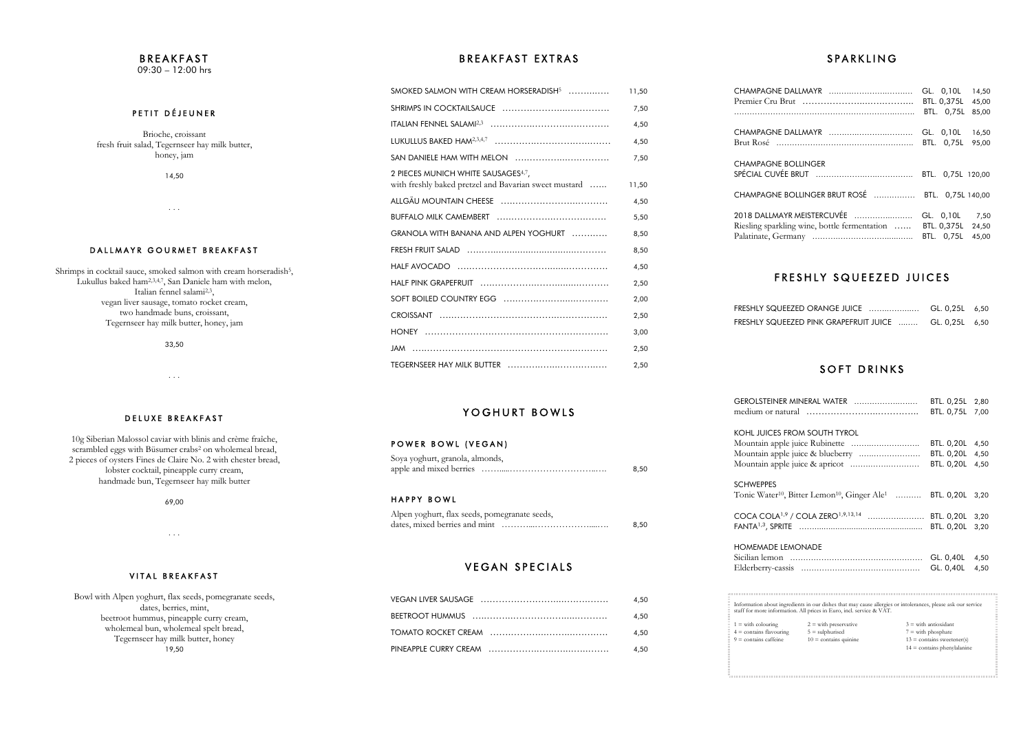# BREAKFAST

09:30 – 12:00 hrs

### PETIT DÉJEUNER

Brioche, croissant
fresh fruit salad, Tegernseer hay milk butter,
honey, jam

14,50

. . .

### DALLMAYR GOURMET BREAKFAST

Shrimps in cocktail sauce, smoked salmon with cream horseradish[5],
Lukullus baked ham[2,3,4,7], San Daniele ham with melon,
Italian fennel salami[2,3],
vegan liver sausage, tomato rocket cream,
two handmade buns, croissant,
Tegernseer hay milk butter, honey, jam

33,50

. . .

### DELUXE BREAKFAST

10g Siberian Malossol caviar with blinis and crème fraîche,
scrambled eggs with Büsumer crabs[2] on wholemeal bread,
2 pieces of oysters Fines de Claire No. 2 with chester bread,
lobster cocktail, pineapple curry cream,
handmade bun, Tegernseer hay milk butter

69,00

. . .

### VITAL BREAKFAST

Bowl with Alpen yoghurt, flax seeds, pomegranate seeds,
dates, berries, mint,
beetroot hummus, pineapple curry cream,
wholemeal bun, wholemeal spelt bread,
Tegernseer hay milk butter, honey

19,50

## BREAKFAST EXTRAS

| Item | Price |
|---|---|
| SMOKED SALMON WITH CREAM HORSERADISH[5] | 11,50 |
| SHRIMPS IN COCKTAILSAUCE | 7,50 |
| ITALIAN FENNEL SALAMI[2,3] | 4,50 |
| LUKULLUS BAKED HAM[2,3,4,7] | 4,50 |
| SAN DANIELE HAM WITH MELON | 7,50 |
| 2 PIECES MUNICH WHITE SAUSAGES[4,7], with freshly baked pretzel and Bavarian sweet mustard | 11,50 |
| ALLGÄU MOUNTAIN CHEESE | 4,50 |
| BUFFALO MILK CAMEMBERT | 5,50 |
| GRANOLA WITH BANANA AND ALPEN YOGHURT | 8,50 |
| FRESH FRUIT SALAD | 8,50 |
| HALF AVOCADO | 4,50 |
| HALF PINK GRAPEFRUIT | 2,50 |
| SOFT BOILED COUNTRY EGG | 2,00 |
| CROISSANT | 2,50 |
| HONEY | 3,00 |
| JAM | 2,50 |
| TEGERNSEER HAY MILK BUTTER | 2,50 |

## YOGHURT BOWLS

### POWER BOWL (VEGAN)

Soya yoghurt, granola, almonds,
apple and mixed berries ... 8,50

### HAPPY BOWL

Alpen yoghurt, flax seeds, pomegranate seeds,
dates, mixed berries and mint ... 8,50

## VEGAN SPECIALS

| Item | Price |
|---|---|
| VEGAN LIVER SAUSAGE | 4,50 |
| BEETROOT HUMMUS | 4,50 |
| TOMATO ROCKET CREAM | 4,50 |
| PINEAPPLE CURRY CREAM | 4,50 |

## SPARKLING

| Item | Size | Price |
|---|---|---|
| CHAMPAGNE DALLMAYR | GL. 0,10L | 14,50 |
| Premier Cru Brut | BTL. 0,375L | 45,00 |
| | BTL. 0,75L | 85,00 |
| CHAMPAGNE DALLMAYR | GL. 0,10L | 16,50 |
| Brut Rosé | BTL. 0,75L | 95,00 |
| CHAMPAGNE BOLLINGER SPÉCIAL CUVÉE BRUT | BTL. 0,75L | 120,00 |
| CHAMPAGNE BOLLINGER BRUT ROSÉ | BTL. 0,75L | 140,00 |
| 2018 DALLMAYR MEISTERCUVÉE | GL. 0,10L | 7,50 |
| Riesling sparkling wine, bottle fermentation | BTL. 0,375L | 24,50 |
| Palatinate, Germany | BTL. 0,75L | 45,00 |

## FRESHLY SQUEEZED JUICES

| Item | Size | Price |
|---|---|---|
| FRESHLY SQUEEZED ORANGE JUICE | GL. 0,25L | 6,50 |
| FRESHLY SQUEEZED PINK GRAPEFRUIT JUICE | GL. 0,25L | 6,50 |

## SOFT DRINKS

| Item | Size | Price |
|---|---|---|
| GEROLSTEINER MINERAL WATER | BTL. 0,25L | 2,80 |
| medium or natural | BTL. 0,75L | 7,00 |
| KOHL JUICES FROM SOUTH TYROL | | |
| Mountain apple juice Rubinette | BTL. 0,20L | 4,50 |
| Mountain apple juice & blueberry | BTL. 0,20L | 4,50 |
| Mountain apple juice & apricot | BTL. 0,20L | 4,50 |
| SCHWEPPES | | |
| Tonic Water[10], Bitter Lemon[10], Ginger Ale[1] | BTL. 0,20L | 3,20 |
| COCA COLA[1,9] / COLA ZERO[1,9,13,14] | BTL. 0,20L | 3,20 |
| FANTA[1,3], SPRITE | BTL. 0,20L | 3,20 |
| HOMEMADE LEMONADE | | |
| Sicilian lemon | GL. 0,40L | 4,50 |
| Elderberry-cassis | GL. 0,40L | 4,50 |

Information about ingredients in our dishes that may cause allergies or intolerances, please ask our service staff for more information. All prices in Euro, incl. service & VAT.

1 = with colouring
2 = with preservative
3 = with antioxidant
4 = contains flavouring
5 = sulphurised
7 = with phosphate
9 = contains caffeine
10 = contains quinine
13 = contains sweetener(s)
14 = contains phenylalanine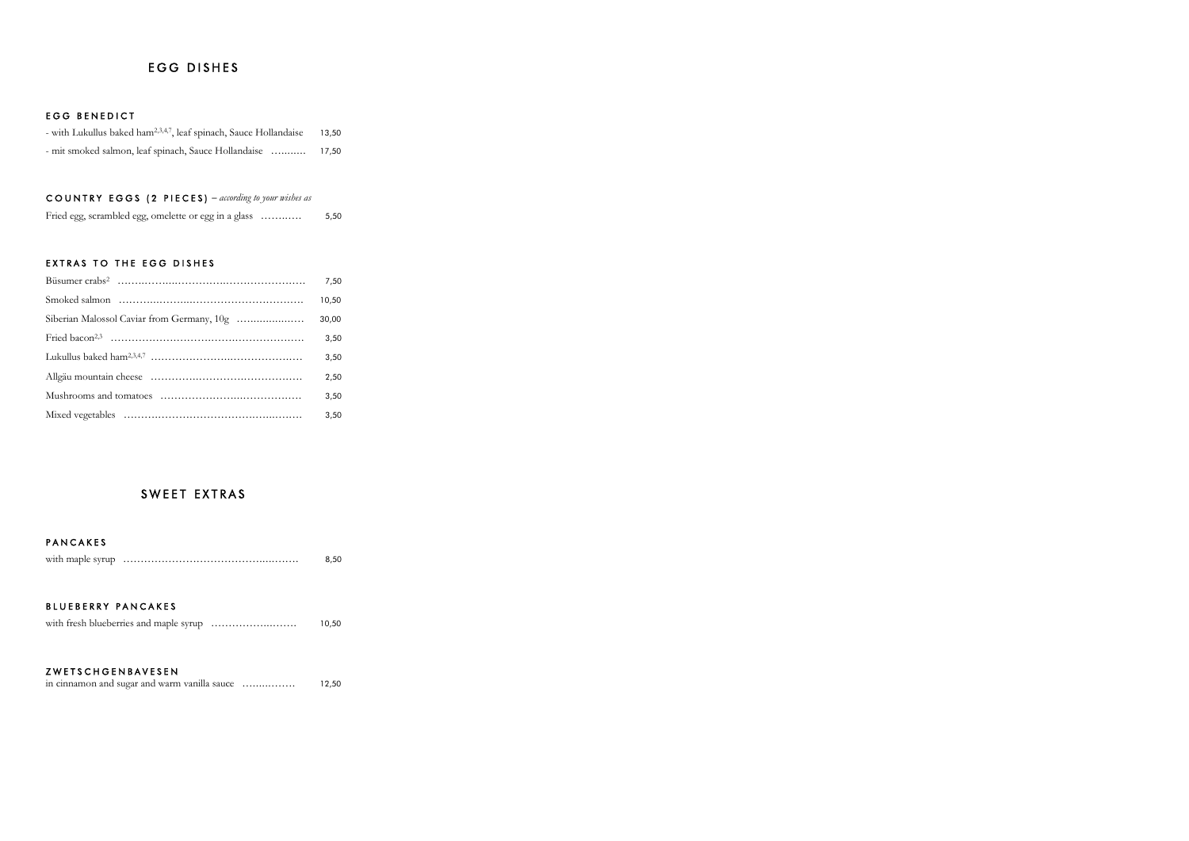# EGG DISHES

## EGG BENEDICT

- with Lukullus baked ham[2,3,4,7], leaf spinach, Sauce Hollandaise 13,50
- mit smoked salmon, leaf spinach, Sauce Hollandaise ……… 17,50

## COUNTRY EGGS (2 PIECES) – *according to your wishes as*

Fried egg, scrambled egg, omelette or egg in a glass ……… 5,50

## EXTRAS TO THE EGG DISHES

| | |
|---|---|
| Büsumer crabs[2] | 7,50 |
| Smoked salmon | 10,50 |
| Siberian Malossol Caviar from Germany, 10g | 30,00 |
| Fried bacon[2,3] | 3,50 |
| Lukullus baked ham[2,3,4,7] | 3,50 |
| Allgäu mountain cheese | 2,50 |
| Mushrooms and tomatoes | 3,50 |
| Mixed vegetables | 3,50 |

# SWEET EXTRAS

## PANCAKES

with maple syrup ……… 8,50

## BLUEBERRY PANCAKES

with fresh blueberries and maple syrup ……… 10,50

## ZWETSCHGENBAVESEN

in cinnamon and sugar and warm vanilla sauce ……… 12,50